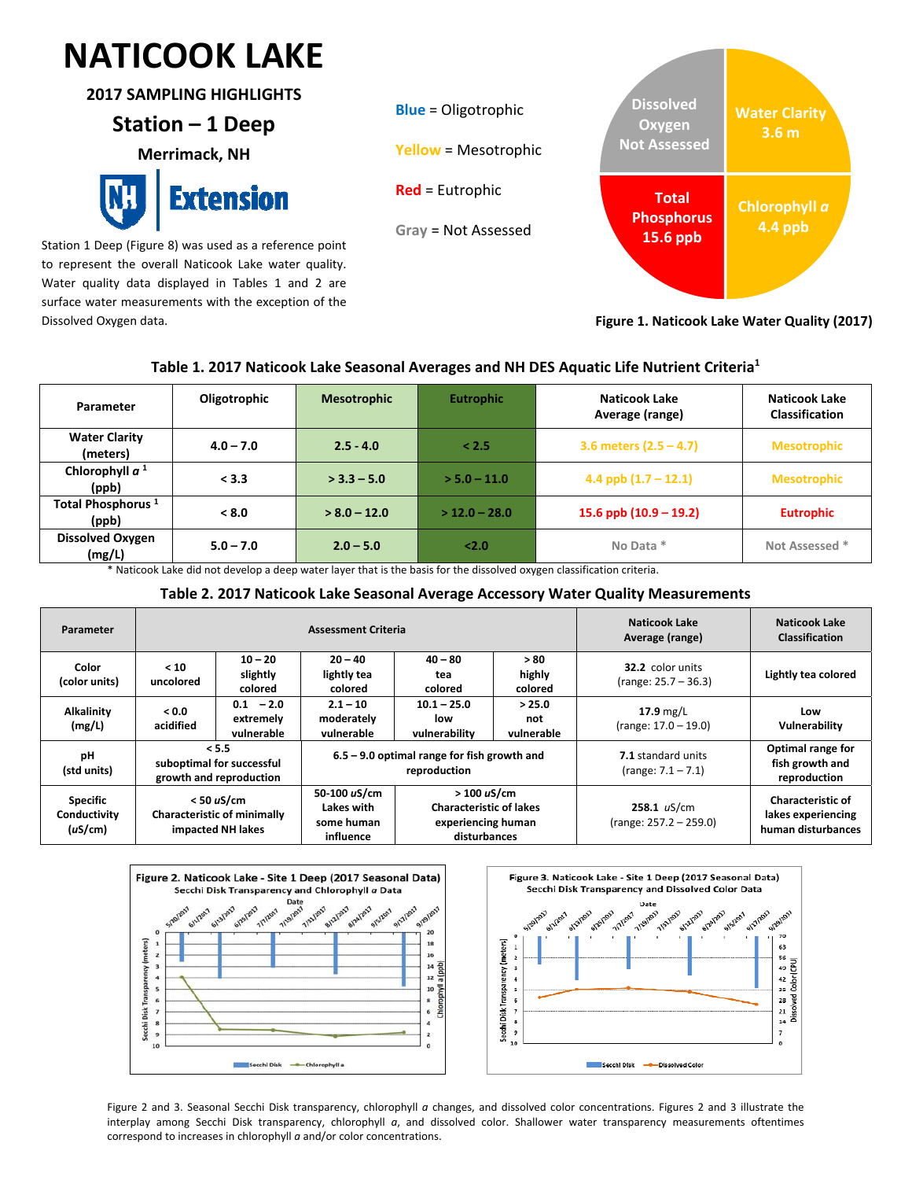# NATICOOK LAKE

## 2017 SAMPLING HIGHLIGHTS

## Station – 1 Deep

### Merrimack, NH

Station 1 Deep (Figure 8) was used as a reference point to represent the overall Naticook Lake water quality. Water quality data displayed in Tables 1 and 2 are surface water measurements with the exception of the Dissolved Oxygen data.

Blue = Oligotrophic

Yellow = Mesotrophic

Red = Eutrophic

Gray = Not Assessed

Dissolved Oxygen Not Assessed

Water Clarity 3.6 m

Total Phosphorus 15.6 ppb

Chlorophyll *a* 4.4 ppb

**Figure 1. Naticook Lake Water Quality (2017)**

**Table 1. 2017 Naticook Lake Seasonal Averages and NH DES Aquatic Life Nutrient Criteria[1]**

| Parameter | Oligotrophic | Mesotrophic | Eutrophic | Naticook Lake Average (range) | Naticook Lake Classification |
|---|---|---|---|---|---|
| Water Clarity (meters) | 4.0 – 7.0 | 2.5 - 4.0 | < 2.5 | 3.6 meters (2.5 – 4.7) | Mesotrophic |
| Chlorophyll *a* [1] (ppb) | < 3.3 | > 3.3 – 5.0 | > 5.0 – 11.0 | 4.4 ppb (1.7 – 12.1) | Mesotrophic |
| Total Phosphorus [1] (ppb) | < 8.0 | > 8.0 – 12.0 | > 12.0 – 28.0 | 15.6 ppb (10.9 – 19.2) | Eutrophic |
| Dissolved Oxygen (mg/L) | 5.0 – 7.0 | 2.0 – 5.0 | <2.0 | No Data * | Not Assessed * |

\* Naticook Lake did not develop a deep water layer that is the basis for the dissolved oxygen classification criteria.

**Table 2. 2017 Naticook Lake Seasonal Average Accessory Water Quality Measurements**

| Parameter | Assessment Criteria | | | | | Naticook Lake Average (range) | Naticook Lake Classification |
|---|---|---|---|---|---|---|---|
| Color (color units) | < 10 uncolored | 10 – 20 slightly colored | 20 – 40 lightly tea colored | 40 – 80 tea colored | > 80 highly colored | **32.2** color units (range: 25.7 – 36.3) | Lightly tea colored |
| Alkalinity (mg/L) | < 0.0 acidified | 0.1 – 2.0 extremely vulnerable | 2.1 – 10 moderately vulnerable | 10.1 – 25.0 low vulnerability | > 25.0 not vulnerable | **17.9** mg/L (range: 17.0 – 19.0) | Low Vulnerability |
| pH (std units) | < 5.5 suboptimal for successful growth and reproduction | | 6.5 – 9.0 optimal range for fish growth and reproduction | | | **7.1** standard units (range: 7.1 – 7.1) | Optimal range for fish growth and reproduction |
| Specific Conductivity (*u*S/cm) | < 50 *u*S/cm Characteristic of minimally impacted NH lakes | | 50-100 *u*S/cm Lakes with some human influence | > 100 *u*S/cm Characteristic of lakes experiencing human disturbances | | **258.1** *u*S/cm (range: 257.2 – 259.0) | Characteristic of lakes experiencing human disturbances |

**Figure 2.** Naticook Lake - Site 1 Deep (2017 Seasonal Data) Secchi Disk Transparency and Chlorophyll *a* Data

**Figure 3.** Naticook Lake - Site 1 Deep (2017 Seasonal Data) Secchi Disk Transparency and Dissolved Color Data

Figure 2 and 3. Seasonal Secchi Disk transparency, chlorophyll *a* changes, and dissolved color concentrations. Figures 2 and 3 illustrate the interplay among Secchi Disk transparency, chlorophyll *a*, and dissolved color. Shallower water transparency measurements oftentimes correspond to increases in chlorophyll *a* and/or color concentrations.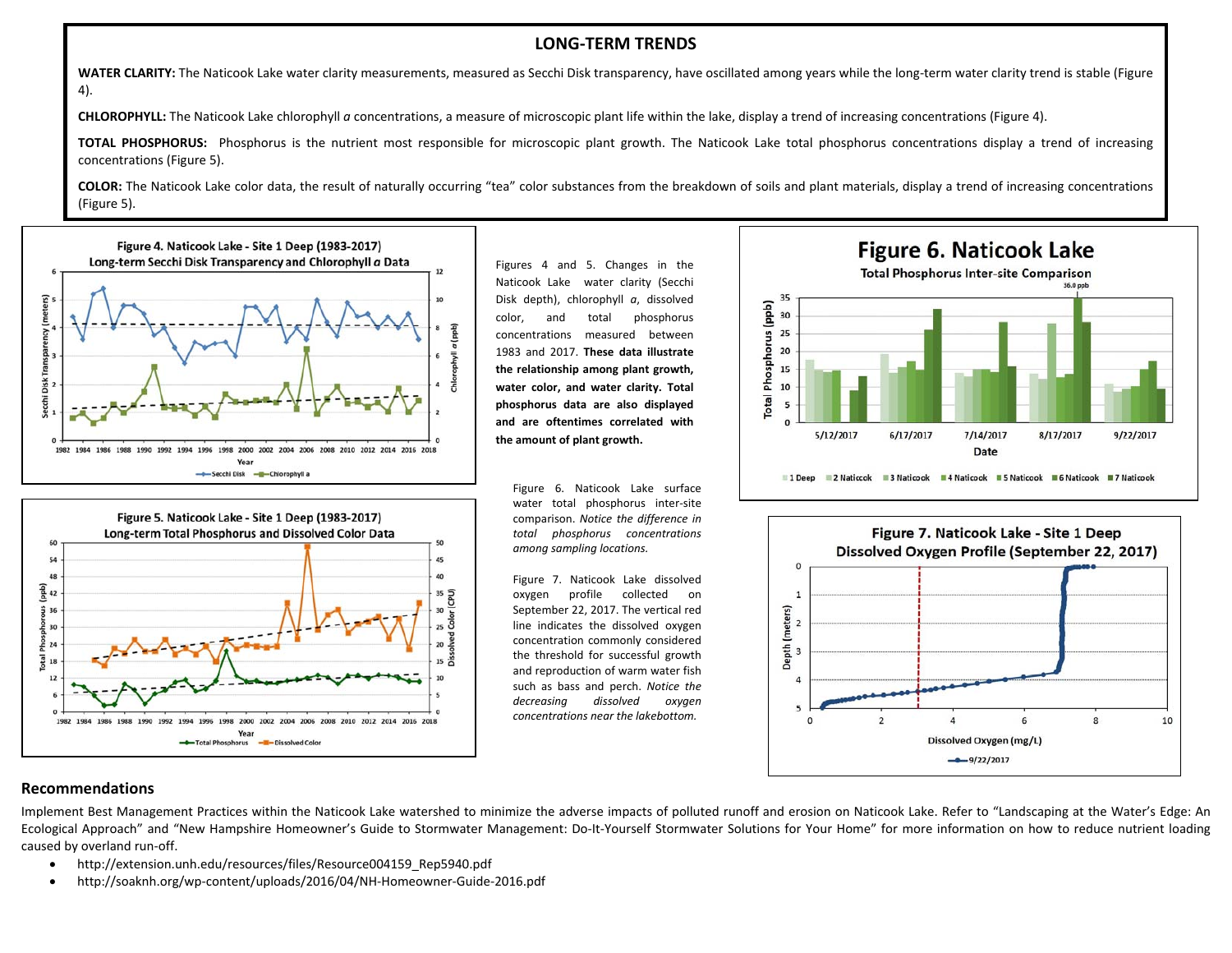## LONG-TERM TRENDS

**WATER CLARITY:** The Naticook Lake water clarity measurements, measured as Secchi Disk transparency, have oscillated among years while the long-term water clarity trend is stable (Figure 4).

**CHLOROPHYLL:** The Naticook Lake chlorophyll *a* concentrations, a measure of microscopic plant life within the lake, display a trend of increasing concentrations (Figure 4).

**TOTAL PHOSPHORUS:** Phosphorus is the nutrient most responsible for microscopic plant growth. The Naticook Lake total phosphorus concentrations display a trend of increasing concentrations (Figure 5).

**COLOR:** The Naticook Lake color data, the result of naturally occurring "tea" color substances from the breakdown of soils and plant materials, display a trend of increasing concentrations (Figure 5).

**Figure 4. Naticook Lake - Site 1 Deep (1983-2017) Long-term Secchi Disk Transparency and Chlorophyll *a* Data**

**Figure 5. Naticook Lake - Site 1 Deep (1983-2017) Long-term Total Phosphorus and Dissolved Color Data**

Figures 4 and 5. Changes in the Naticook Lake water clarity (Secchi Disk depth), chlorophyll *a*, dissolved color, and total phosphorus concentrations measured between 1983 and 2017. **These data illustrate the relationship among plant growth, water color, and water clarity. Total phosphorus data are also displayed and are oftentimes correlated with the amount of plant growth.**

**Figure 6. Naticook Lake Total Phosphorus Inter-site Comparison**

Figure 6. Naticook Lake surface water total phosphorus inter-site comparison. *Notice the difference in total phosphorus concentrations among sampling locations.*

**Figure 7. Naticook Lake - Site 1 Deep Dissolved Oxygen Profile (September 22, 2017)**

Figure 7. Naticook Lake dissolved oxygen profile collected on September 22, 2017. The vertical red line indicates the dissolved oxygen concentration commonly considered the threshold for successful growth and reproduction of warm water fish such as bass and perch. *Notice the decreasing dissolved oxygen concentrations near the lakebottom.*

## Recommendations

Implement Best Management Practices within the Naticook Lake watershed to minimize the adverse impacts of polluted runoff and erosion on Naticook Lake. Refer to "Landscaping at the Water's Edge: An Ecological Approach" and "New Hampshire Homeowner's Guide to Stormwater Management: Do-It-Yourself Stormwater Solutions for Your Home" for more information on how to reduce nutrient loading caused by overland run-off.

- http://extension.unh.edu/resources/files/Resource004159_Rep5940.pdf
- http://soaknh.org/wp-content/uploads/2016/04/NH-Homeowner-Guide-2016.pdf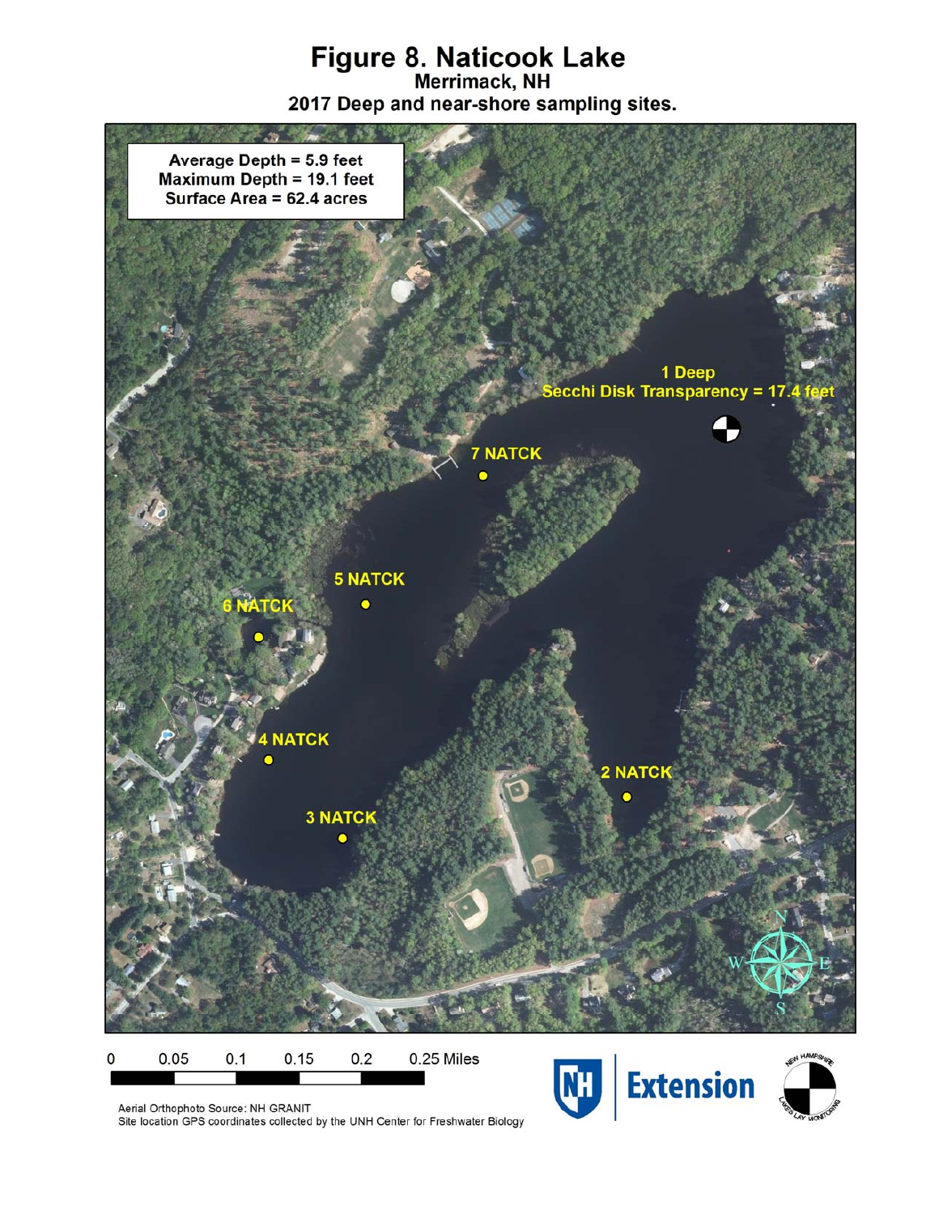# Figure 8. Naticook Lake

Merrimack, NH

2017 Deep and near-shore sampling sites.

Average Depth = 5.9 feet
Maximum Depth = 19.1 feet
Surface Area = 62.4 acres

1 Deep
Secchi Disk Transparency = 17.4 feet

7 NATCK

5 NATCK

6 NATCK

4 NATCK

3 NATCK

2 NATCK

N
W
E
S

0 0.05 0.1 0.15 0.2 0.25 Miles

Aerial Orthophoto Source: NH GRANIT
Site location GPS coordinates collected by the UNH Center for Freshwater Biology

NH Extension

NEW HAMPSHIRE LAKES LAY MONITORING